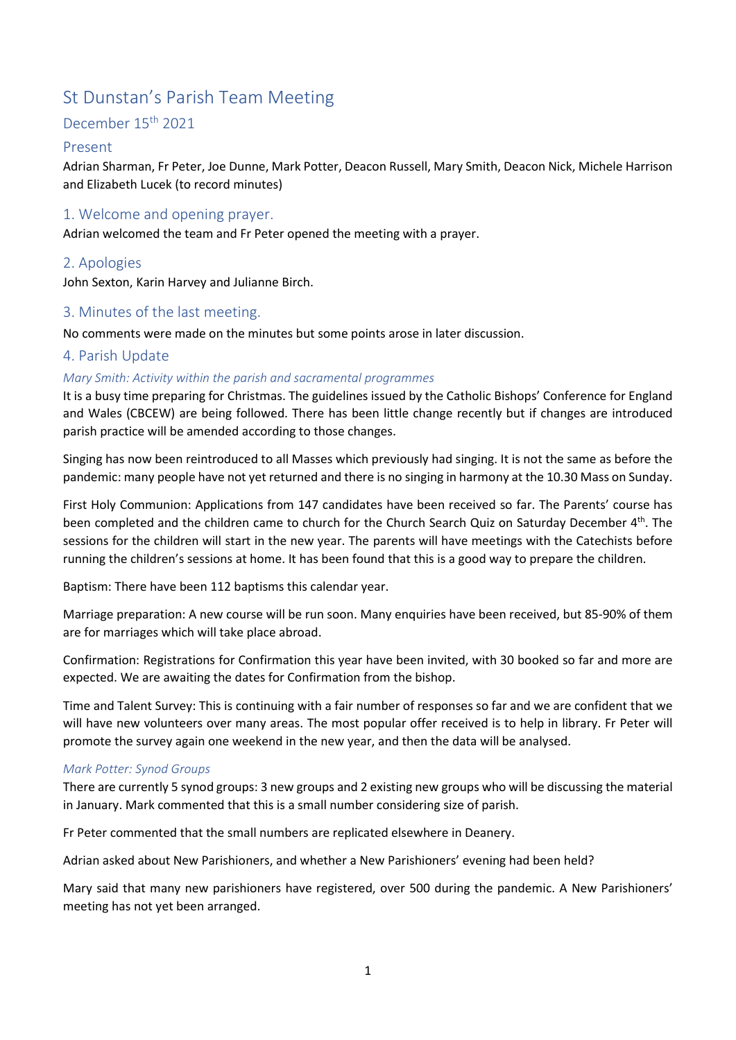# St Dunstan's Parish Team Meeting

## December 15th 2021

## Present

Adrian Sharman, Fr Peter, Joe Dunne, Mark Potter, Deacon Russell, Mary Smith, Deacon Nick, Michele Harrison and Elizabeth Lucek (to record minutes)

## 1. Welcome and opening prayer.

Adrian welcomed the team and Fr Peter opened the meeting with a prayer.

## 2. Apologies

John Sexton, Karin Harvey and Julianne Birch.

## 3. Minutes of the last meeting.

No comments were made on the minutes but some points arose in later discussion.

## 4. Parish Update

### *Mary Smith: Activity within the parish and sacramental programmes*

It is a busy time preparing for Christmas. The guidelines issued by the Catholic Bishops' Conference for England and Wales (CBCEW) are being followed. There has been little change recently but if changes are introduced parish practice will be amended according to those changes.

Singing has now been reintroduced to all Masses which previously had singing. It is not the same as before the pandemic: many people have not yet returned and there is no singing in harmony at the 10.30 Mass on Sunday.

First Holy Communion: Applications from 147 candidates have been received so far. The Parents' course has been completed and the children came to church for the Church Search Quiz on Saturday December 4th. The sessions for the children will start in the new year. The parents will have meetings with the Catechists before running the children's sessions at home. It has been found that this is a good way to prepare the children.

Baptism: There have been 112 baptisms this calendar year.

Marriage preparation: A new course will be run soon. Many enquiries have been received, but 85-90% of them are for marriages which will take place abroad.

Confirmation: Registrations for Confirmation this year have been invited, with 30 booked so far and more are expected. We are awaiting the dates for Confirmation from the bishop.

Time and Talent Survey: This is continuing with a fair number of responses so far and we are confident that we will have new volunteers over many areas. The most popular offer received is to help in library. Fr Peter will promote the survey again one weekend in the new year, and then the data will be analysed.

### *Mark Potter: Synod Groups*

There are currently 5 synod groups: 3 new groups and 2 existing new groups who will be discussing the material in January. Mark commented that this is a small number considering size of parish.

Fr Peter commented that the small numbers are replicated elsewhere in Deanery.

Adrian asked about New Parishioners, and whether a New Parishioners' evening had been held?

Mary said that many new parishioners have registered, over 500 during the pandemic. A New Parishioners' meeting has not yet been arranged.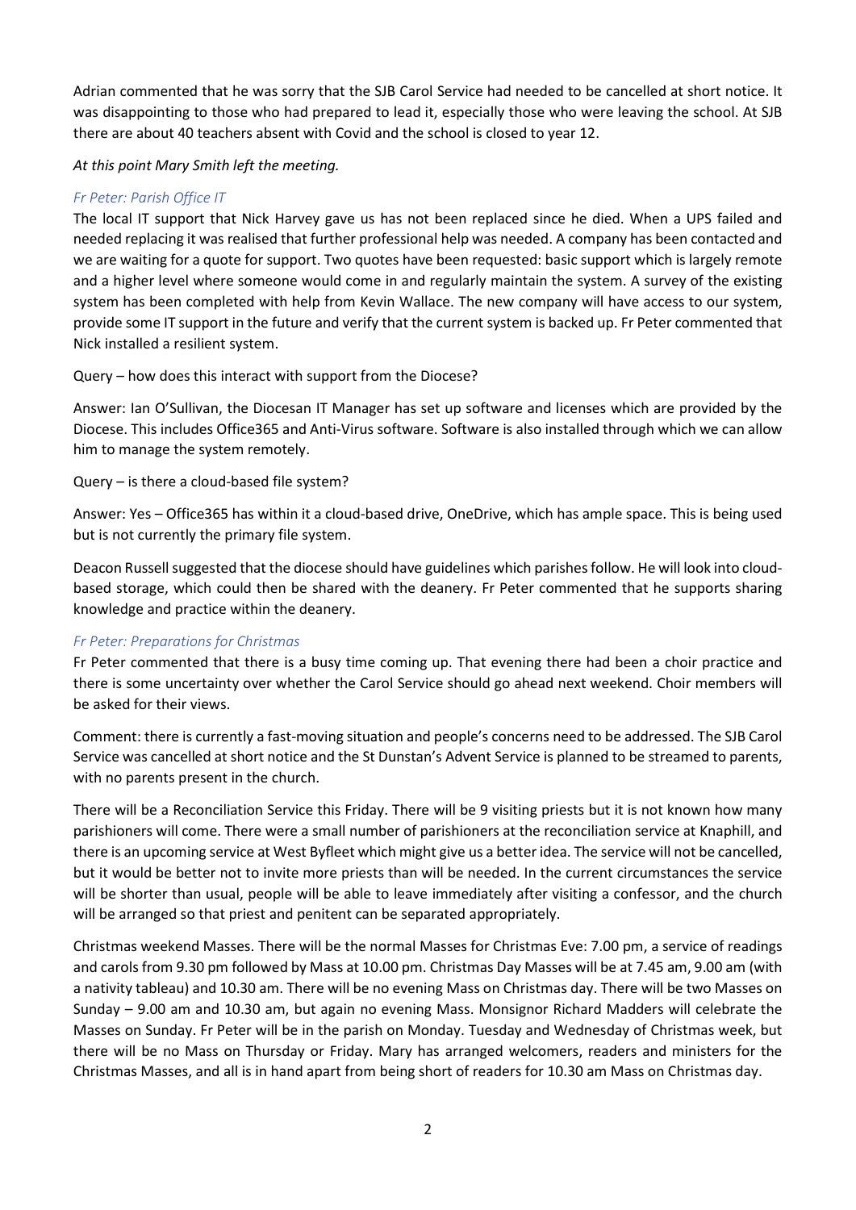Adrian commented that he was sorry that the SJB Carol Service had needed to be cancelled at short notice. It was disappointing to those who had prepared to lead it, especially those who were leaving the school. At SJB there are about 40 teachers absent with Covid and the school is closed to year 12.

*At this point Mary Smith left the meeting.*

### *Fr Peter: Parish Office IT*

The local IT support that Nick Harvey gave us has not been replaced since he died. When a UPS failed and needed replacing it was realised that further professional help was needed. A company has been contacted and we are waiting for a quote for support. Two quotes have been requested: basic support which is largely remote and a higher level where someone would come in and regularly maintain the system. A survey of the existing system has been completed with help from Kevin Wallace. The new company will have access to our system, provide some IT support in the future and verify that the current system is backed up. Fr Peter commented that Nick installed a resilient system.

Query – how does this interact with support from the Diocese?

Answer: Ian O'Sullivan, the Diocesan IT Manager has set up software and licenses which are provided by the Diocese. This includes Office365 and Anti-Virus software. Software is also installed through which we can allow him to manage the system remotely.

Query – is there a cloud-based file system?

Answer: Yes – Office365 has within it a cloud-based drive, OneDrive, which has ample space. This is being used but is not currently the primary file system.

Deacon Russell suggested that the diocese should have guidelines which parishes follow. He will look into cloud-based storage, which could then be shared with the deanery. Fr Peter commented that he supports sharing knowledge and practice within the deanery.

### *Fr Peter: Preparations for Christmas*

Fr Peter commented that there is a busy time coming up. That evening there had been a choir practice and there is some uncertainty over whether the Carol Service should go ahead next weekend. Choir members will be asked for their views.

Comment: there is currently a fast-moving situation and people's concerns need to be addressed. The SJB Carol Service was cancelled at short notice and the St Dunstan's Advent Service is planned to be streamed to parents, with no parents present in the church.

There will be a Reconciliation Service this Friday. There will be 9 visiting priests but it is not known how many parishioners will come. There were a small number of parishioners at the reconciliation service at Knaphill, and there is an upcoming service at West Byfleet which might give us a better idea. The service will not be cancelled, but it would be better not to invite more priests than will be needed. In the current circumstances the service will be shorter than usual, people will be able to leave immediately after visiting a confessor, and the church will be arranged so that priest and penitent can be separated appropriately.

Christmas weekend Masses. There will be the normal Masses for Christmas Eve: 7.00 pm, a service of readings and carols from 9.30 pm followed by Mass at 10.00 pm. Christmas Day Masses will be at 7.45 am, 9.00 am (with a nativity tableau) and 10.30 am. There will be no evening Mass on Christmas day. There will be two Masses on Sunday – 9.00 am and 10.30 am, but again no evening Mass. Monsignor Richard Madders will celebrate the Masses on Sunday. Fr Peter will be in the parish on Monday. Tuesday and Wednesday of Christmas week, but there will be no Mass on Thursday or Friday. Mary has arranged welcomers, readers and ministers for the Christmas Masses, and all is in hand apart from being short of readers for 10.30 am Mass on Christmas day.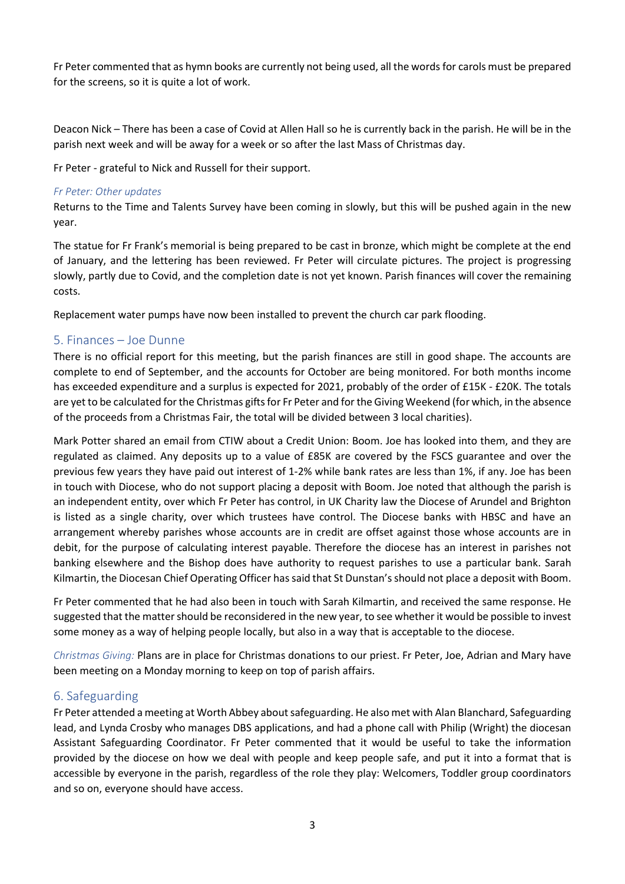Fr Peter commented that as hymn books are currently not being used, all the words for carols must be prepared for the screens, so it is quite a lot of work.

Deacon Nick – There has been a case of Covid at Allen Hall so he is currently back in the parish. He will be in the parish next week and will be away for a week or so after the last Mass of Christmas day.

Fr Peter - grateful to Nick and Russell for their support.

### *Fr Peter: Other updates*

Returns to the Time and Talents Survey have been coming in slowly, but this will be pushed again in the new year.

The statue for Fr Frank's memorial is being prepared to be cast in bronze, which might be complete at the end of January, and the lettering has been reviewed. Fr Peter will circulate pictures. The project is progressing slowly, partly due to Covid, and the completion date is not yet known. Parish finances will cover the remaining costs.

Replacement water pumps have now been installed to prevent the church car park flooding.

## 5. Finances – Joe Dunne

There is no official report for this meeting, but the parish finances are still in good shape. The accounts are complete to end of September, and the accounts for October are being monitored. For both months income has exceeded expenditure and a surplus is expected for 2021, probably of the order of £15K - £20K. The totals are yet to be calculated for the Christmas gifts for Fr Peter and for the Giving Weekend (for which, in the absence of the proceeds from a Christmas Fair, the total will be divided between 3 local charities).

Mark Potter shared an email from CTIW about a Credit Union: Boom. Joe has looked into them, and they are regulated as claimed. Any deposits up to a value of £85K are covered by the FSCS guarantee and over the previous few years they have paid out interest of 1-2% while bank rates are less than 1%, if any. Joe has been in touch with Diocese, who do not support placing a deposit with Boom. Joe noted that although the parish is an independent entity, over which Fr Peter has control, in UK Charity law the Diocese of Arundel and Brighton is listed as a single charity, over which trustees have control. The Diocese banks with HBSC and have an arrangement whereby parishes whose accounts are in credit are offset against those whose accounts are in debit, for the purpose of calculating interest payable. Therefore the diocese has an interest in parishes not banking elsewhere and the Bishop does have authority to request parishes to use a particular bank. Sarah Kilmartin, the Diocesan Chief Operating Officer has said that St Dunstan's should not place a deposit with Boom.

Fr Peter commented that he had also been in touch with Sarah Kilmartin, and received the same response. He suggested that the matter should be reconsidered in the new year, to see whether it would be possible to invest some money as a way of helping people locally, but also in a way that is acceptable to the diocese.

*Christmas Giving:* Plans are in place for Christmas donations to our priest. Fr Peter, Joe, Adrian and Mary have been meeting on a Monday morning to keep on top of parish affairs.

## 6. Safeguarding

Fr Peter attended a meeting at Worth Abbey about safeguarding. He also met with Alan Blanchard, Safeguarding lead, and Lynda Crosby who manages DBS applications, and had a phone call with Philip (Wright) the diocesan Assistant Safeguarding Coordinator. Fr Peter commented that it would be useful to take the information provided by the diocese on how we deal with people and keep people safe, and put it into a format that is accessible by everyone in the parish, regardless of the role they play: Welcomers, Toddler group coordinators and so on, everyone should have access.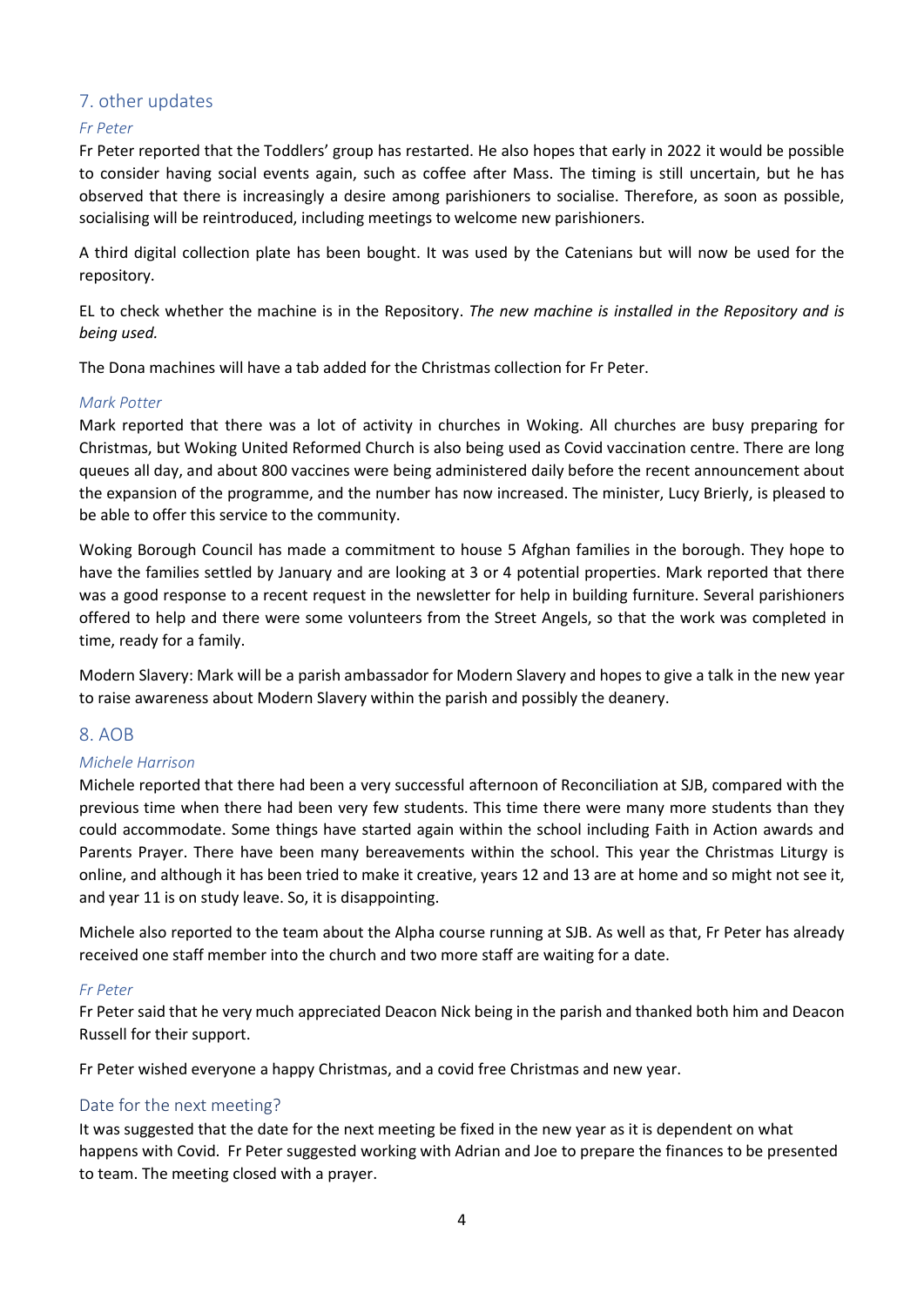## 7. other updates

### *Fr Peter*

Fr Peter reported that the Toddlers' group has restarted. He also hopes that early in 2022 it would be possible to consider having social events again, such as coffee after Mass. The timing is still uncertain, but he has observed that there is increasingly a desire among parishioners to socialise. Therefore, as soon as possible, socialising will be reintroduced, including meetings to welcome new parishioners.

A third digital collection plate has been bought. It was used by the Catenians but will now be used for the repository.

EL to check whether the machine is in the Repository. *The new machine is installed in the Repository and is being used.*

The Dona machines will have a tab added for the Christmas collection for Fr Peter.

### *Mark Potter*

Mark reported that there was a lot of activity in churches in Woking. All churches are busy preparing for Christmas, but Woking United Reformed Church is also being used as Covid vaccination centre. There are long queues all day, and about 800 vaccines were being administered daily before the recent announcement about the expansion of the programme, and the number has now increased. The minister, Lucy Brierly, is pleased to be able to offer this service to the community.

Woking Borough Council has made a commitment to house 5 Afghan families in the borough. They hope to have the families settled by January and are looking at 3 or 4 potential properties. Mark reported that there was a good response to a recent request in the newsletter for help in building furniture. Several parishioners offered to help and there were some volunteers from the Street Angels, so that the work was completed in time, ready for a family.

Modern Slavery: Mark will be a parish ambassador for Modern Slavery and hopes to give a talk in the new year to raise awareness about Modern Slavery within the parish and possibly the deanery.

## 8. AOB

### *Michele Harrison*

Michele reported that there had been a very successful afternoon of Reconciliation at SJB, compared with the previous time when there had been very few students. This time there were many more students than they could accommodate. Some things have started again within the school including Faith in Action awards and Parents Prayer. There have been many bereavements within the school. This year the Christmas Liturgy is online, and although it has been tried to make it creative, years 12 and 13 are at home and so might not see it, and year 11 is on study leave. So, it is disappointing.

Michele also reported to the team about the Alpha course running at SJB. As well as that, Fr Peter has already received one staff member into the church and two more staff are waiting for a date.

### *Fr Peter*

Fr Peter said that he very much appreciated Deacon Nick being in the parish and thanked both him and Deacon Russell for their support.

Fr Peter wished everyone a happy Christmas, and a covid free Christmas and new year.

## Date for the next meeting?

It was suggested that the date for the next meeting be fixed in the new year as it is dependent on what happens with Covid. Fr Peter suggested working with Adrian and Joe to prepare the finances to be presented to team. The meeting closed with a prayer.